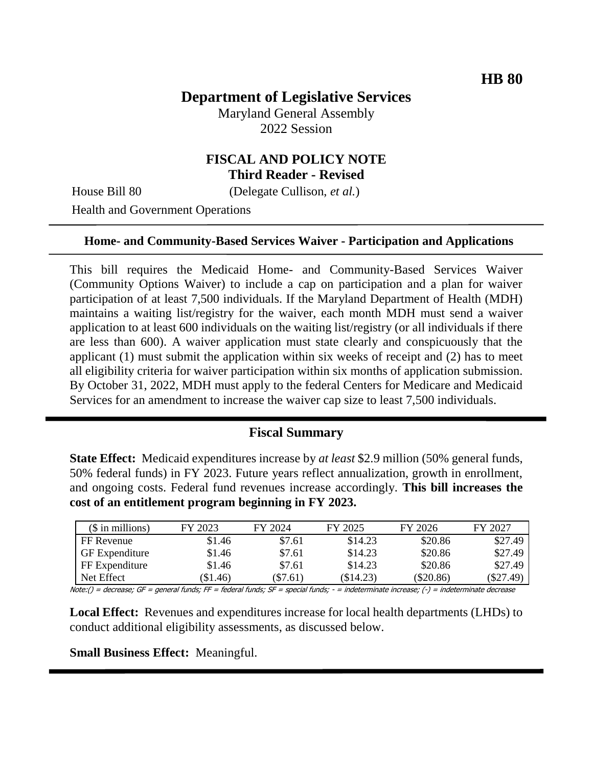**HB 80**

# Department of Legislative Services

Maryland General Assembly
2022 Session

## FISCAL AND POLICY NOTE
**Third Reader - Revised**

House Bill 80 (Delegate Cullison, *et al.*)

Health and Government Operations

---

**Home- and Community-Based Services Waiver - Participation and Applications**

---

This bill requires the Medicaid Home- and Community-Based Services Waiver (Community Options Waiver) to include a cap on participation and a plan for waiver participation of at least 7,500 individuals. If the Maryland Department of Health (MDH) maintains a waiting list/registry for the waiver, each month MDH must send a waiver application to at least 600 individuals on the waiting list/registry (or all individuals if there are less than 600). A waiver application must state clearly and conspicuously that the applicant (1) must submit the application within six weeks of receipt and (2) has to meet all eligibility criteria for waiver participation within six months of application submission. By October 31, 2022, MDH must apply to the federal Centers for Medicare and Medicaid Services for an amendment to increase the waiver cap size to least 7,500 individuals.

---

## Fiscal Summary

**State Effect:** Medicaid expenditures increase by *at least* \$2.9 million (50% general funds, 50% federal funds) in FY 2023. Future years reflect annualization, growth in enrollment, and ongoing costs. Federal fund revenues increase accordingly. **This bill increases the cost of an entitlement program beginning in FY 2023.**

| (\$ in millions) | FY 2023 | FY 2024 | FY 2025 | FY 2026 | FY 2027 |
|---|---|---|---|---|---|
| FF Revenue | \$1.46 | \$7.61 | \$14.23 | \$20.86 | \$27.49 |
| GF Expenditure | \$1.46 | \$7.61 | \$14.23 | \$20.86 | \$27.49 |
| FF Expenditure | \$1.46 | \$7.61 | \$14.23 | \$20.86 | \$27.49 |
| Net Effect | (\$1.46) | (\$7.61) | (\$14.23) | (\$20.86) | (\$27.49) |

Note:() = decrease; GF = general funds; FF = federal funds; SF = special funds; - = indeterminate increase; (-) = indeterminate decrease

**Local Effect:** Revenues and expenditures increase for local health departments (LHDs) to conduct additional eligibility assessments, as discussed below.

**Small Business Effect:** Meaningful.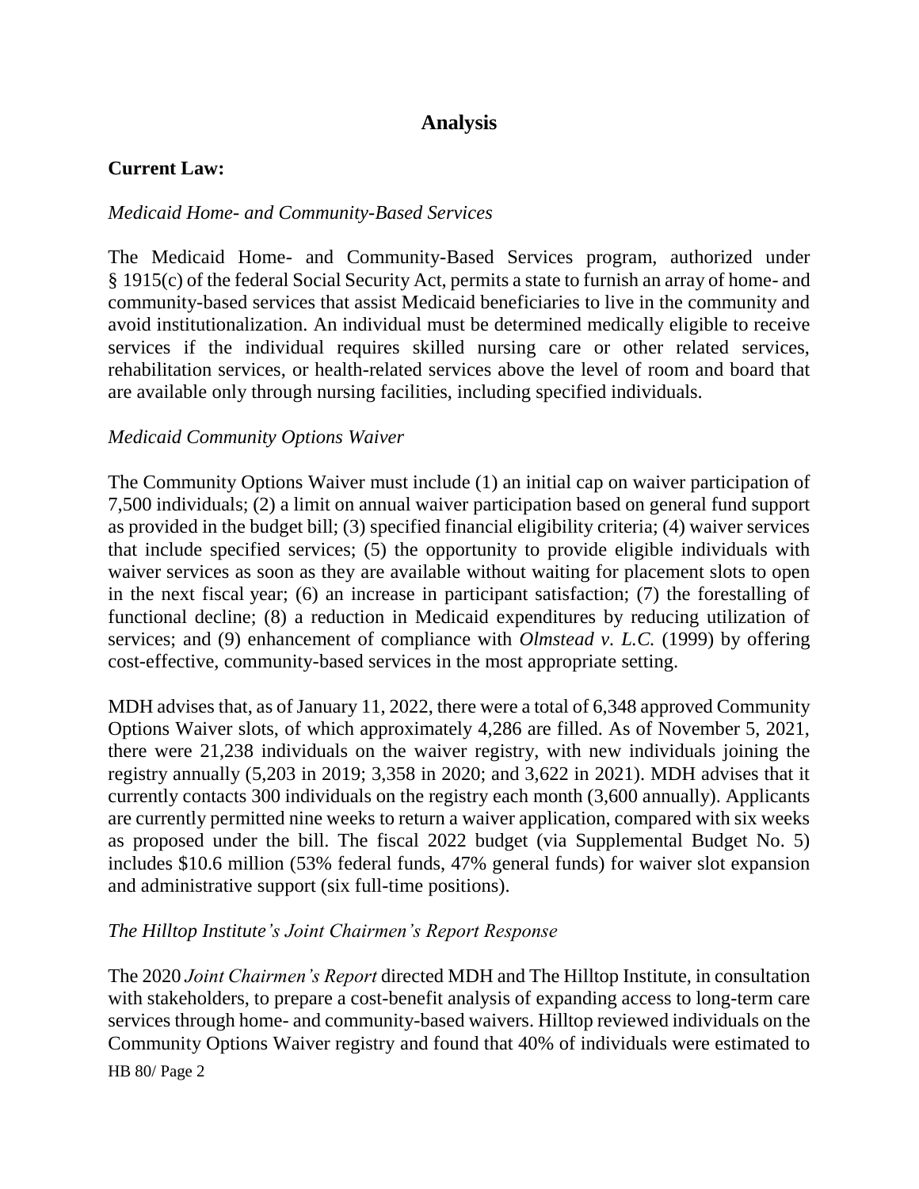# Analysis

## Current Law:

*Medicaid Home- and Community-Based Services*

The Medicaid Home- and Community-Based Services program, authorized under § 1915(c) of the federal Social Security Act, permits a state to furnish an array of home- and community-based services that assist Medicaid beneficiaries to live in the community and avoid institutionalization. An individual must be determined medically eligible to receive services if the individual requires skilled nursing care or other related services, rehabilitation services, or health-related services above the level of room and board that are available only through nursing facilities, including specified individuals.

*Medicaid Community Options Waiver*

The Community Options Waiver must include (1) an initial cap on waiver participation of 7,500 individuals; (2) a limit on annual waiver participation based on general fund support as provided in the budget bill; (3) specified financial eligibility criteria; (4) waiver services that include specified services; (5) the opportunity to provide eligible individuals with waiver services as soon as they are available without waiting for placement slots to open in the next fiscal year; (6) an increase in participant satisfaction; (7) the forestalling of functional decline; (8) a reduction in Medicaid expenditures by reducing utilization of services; and (9) enhancement of compliance with *Olmstead v. L.C.* (1999) by offering cost-effective, community-based services in the most appropriate setting.

MDH advises that, as of January 11, 2022, there were a total of 6,348 approved Community Options Waiver slots, of which approximately 4,286 are filled. As of November 5, 2021, there were 21,238 individuals on the waiver registry, with new individuals joining the registry annually (5,203 in 2019; 3,358 in 2020; and 3,622 in 2021). MDH advises that it currently contacts 300 individuals on the registry each month (3,600 annually). Applicants are currently permitted nine weeks to return a waiver application, compared with six weeks as proposed under the bill. The fiscal 2022 budget (via Supplemental Budget No. 5) includes $10.6 million (53% federal funds, 47% general funds) for waiver slot expansion and administrative support (six full-time positions).

*The Hilltop Institute's Joint Chairmen's Report Response*

The 2020 *Joint Chairmen's Report* directed MDH and The Hilltop Institute, in consultation with stakeholders, to prepare a cost-benefit analysis of expanding access to long-term care services through home- and community-based waivers. Hilltop reviewed individuals on the Community Options Waiver registry and found that 40% of individuals were estimated to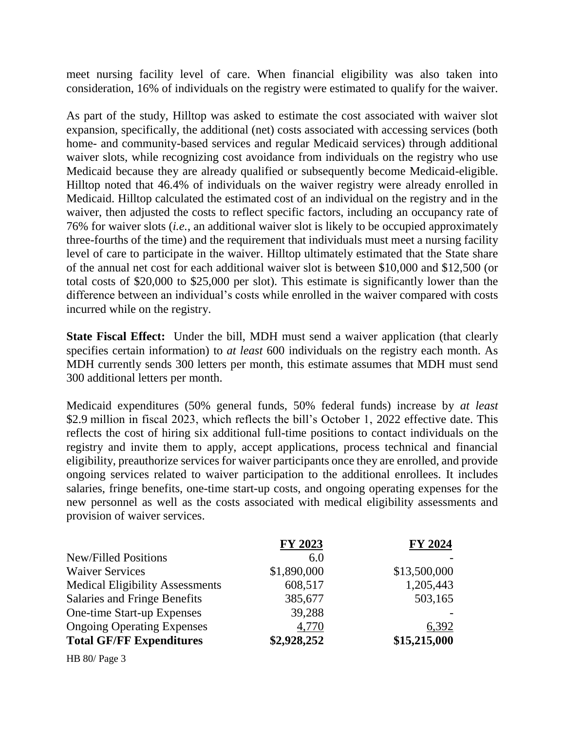meet nursing facility level of care. When financial eligibility was also taken into consideration, 16% of individuals on the registry were estimated to qualify for the waiver.

As part of the study, Hilltop was asked to estimate the cost associated with waiver slot expansion, specifically, the additional (net) costs associated with accessing services (both home- and community-based services and regular Medicaid services) through additional waiver slots, while recognizing cost avoidance from individuals on the registry who use Medicaid because they are already qualified or subsequently become Medicaid-eligible. Hilltop noted that 46.4% of individuals on the waiver registry were already enrolled in Medicaid. Hilltop calculated the estimated cost of an individual on the registry and in the waiver, then adjusted the costs to reflect specific factors, including an occupancy rate of 76% for waiver slots (*i.e.*, an additional waiver slot is likely to be occupied approximately three-fourths of the time) and the requirement that individuals must meet a nursing facility level of care to participate in the waiver. Hilltop ultimately estimated that the State share of the annual net cost for each additional waiver slot is between $10,000 and $12,500 (or total costs of $20,000 to $25,000 per slot). This estimate is significantly lower than the difference between an individual's costs while enrolled in the waiver compared with costs incurred while on the registry.

**State Fiscal Effect:** Under the bill, MDH must send a waiver application (that clearly specifies certain information) to *at least* 600 individuals on the registry each month. As MDH currently sends 300 letters per month, this estimate assumes that MDH must send 300 additional letters per month.

Medicaid expenditures (50% general funds, 50% federal funds) increase by *at least* $2.9 million in fiscal 2023, which reflects the bill's October 1, 2022 effective date. This reflects the cost of hiring six additional full-time positions to contact individuals on the registry and invite them to apply, accept applications, process technical and financial eligibility, preauthorize services for waiver participants once they are enrolled, and provide ongoing services related to waiver participation to the additional enrollees. It includes salaries, fringe benefits, one-time start-up costs, and ongoing operating expenses for the new personnel as well as the costs associated with medical eligibility assessments and provision of waiver services.

| | FY 2023 | FY 2024 |
|---|---|---|
| New/Filled Positions | 6.0 | - |
| Waiver Services | $1,890,000 | $13,500,000 |
| Medical Eligibility Assessments | 608,517 | 1,205,443 |
| Salaries and Fringe Benefits | 385,677 | 503,165 |
| One-time Start-up Expenses | 39,288 | - |
| Ongoing Operating Expenses | 4,770 | 6,392 |
| **Total GF/FF Expenditures** | **$2,928,252** | **$15,215,000** |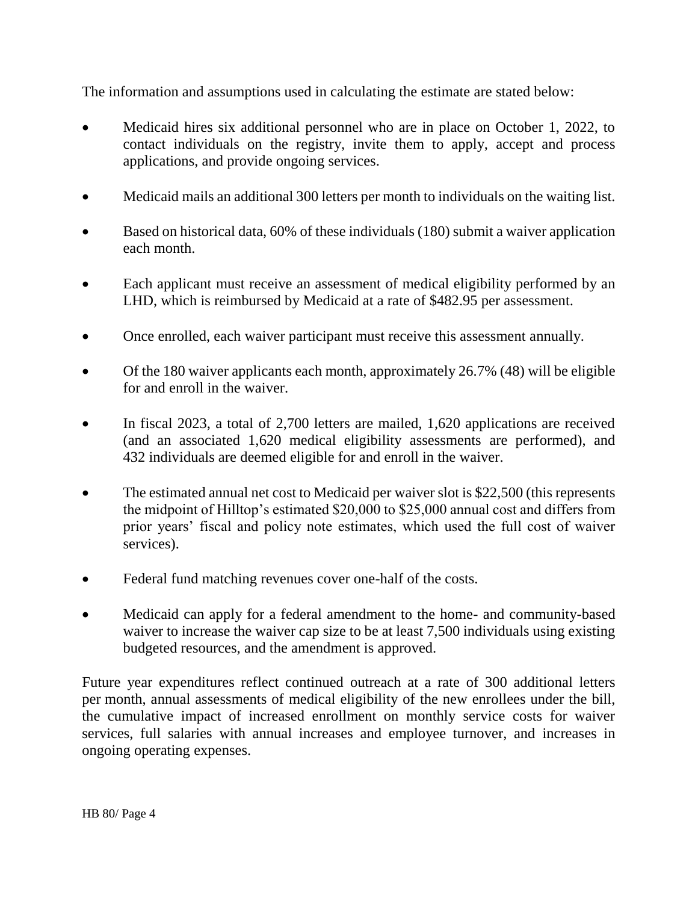The information and assumptions used in calculating the estimate are stated below:

- Medicaid hires six additional personnel who are in place on October 1, 2022, to contact individuals on the registry, invite them to apply, accept and process applications, and provide ongoing services.
- Medicaid mails an additional 300 letters per month to individuals on the waiting list.
- Based on historical data, 60% of these individuals (180) submit a waiver application each month.
- Each applicant must receive an assessment of medical eligibility performed by an LHD, which is reimbursed by Medicaid at a rate of $482.95 per assessment.
- Once enrolled, each waiver participant must receive this assessment annually.
- Of the 180 waiver applicants each month, approximately 26.7% (48) will be eligible for and enroll in the waiver.
- In fiscal 2023, a total of 2,700 letters are mailed, 1,620 applications are received (and an associated 1,620 medical eligibility assessments are performed), and 432 individuals are deemed eligible for and enroll in the waiver.
- The estimated annual net cost to Medicaid per waiver slot is $22,500 (this represents the midpoint of Hilltop's estimated $20,000 to $25,000 annual cost and differs from prior years' fiscal and policy note estimates, which used the full cost of waiver services).
- Federal fund matching revenues cover one-half of the costs.
- Medicaid can apply for a federal amendment to the home- and community-based waiver to increase the waiver cap size to be at least 7,500 individuals using existing budgeted resources, and the amendment is approved.

Future year expenditures reflect continued outreach at a rate of 300 additional letters per month, annual assessments of medical eligibility of the new enrollees under the bill, the cumulative impact of increased enrollment on monthly service costs for waiver services, full salaries with annual increases and employee turnover, and increases in ongoing operating expenses.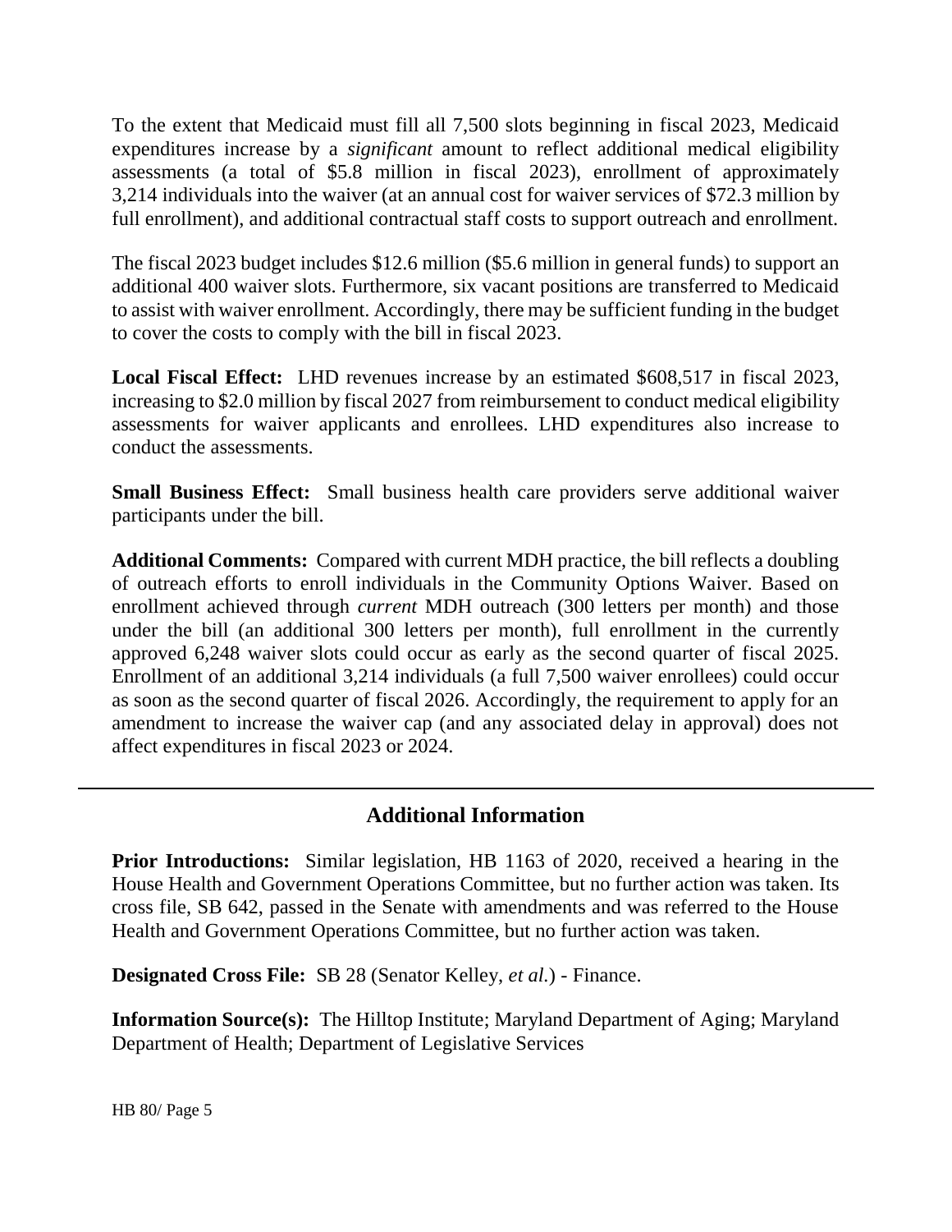To the extent that Medicaid must fill all 7,500 slots beginning in fiscal 2023, Medicaid expenditures increase by a *significant* amount to reflect additional medical eligibility assessments (a total of $5.8 million in fiscal 2023), enrollment of approximately 3,214 individuals into the waiver (at an annual cost for waiver services of $72.3 million by full enrollment), and additional contractual staff costs to support outreach and enrollment.

The fiscal 2023 budget includes $12.6 million ($5.6 million in general funds) to support an additional 400 waiver slots. Furthermore, six vacant positions are transferred to Medicaid to assist with waiver enrollment. Accordingly, there may be sufficient funding in the budget to cover the costs to comply with the bill in fiscal 2023.

**Local Fiscal Effect:** LHD revenues increase by an estimated $608,517 in fiscal 2023, increasing to $2.0 million by fiscal 2027 from reimbursement to conduct medical eligibility assessments for waiver applicants and enrollees. LHD expenditures also increase to conduct the assessments.

**Small Business Effect:** Small business health care providers serve additional waiver participants under the bill.

**Additional Comments:** Compared with current MDH practice, the bill reflects a doubling of outreach efforts to enroll individuals in the Community Options Waiver. Based on enrollment achieved through *current* MDH outreach (300 letters per month) and those under the bill (an additional 300 letters per month), full enrollment in the currently approved 6,248 waiver slots could occur as early as the second quarter of fiscal 2025. Enrollment of an additional 3,214 individuals (a full 7,500 waiver enrollees) could occur as soon as the second quarter of fiscal 2026. Accordingly, the requirement to apply for an amendment to increase the waiver cap (and any associated delay in approval) does not affect expenditures in fiscal 2023 or 2024.

---

## Additional Information

**Prior Introductions:** Similar legislation, HB 1163 of 2020, received a hearing in the House Health and Government Operations Committee, but no further action was taken. Its cross file, SB 642, passed in the Senate with amendments and was referred to the House Health and Government Operations Committee, but no further action was taken.

**Designated Cross File:** SB 28 (Senator Kelley, *et al.*) - Finance.

**Information Source(s):** The Hilltop Institute; Maryland Department of Aging; Maryland Department of Health; Department of Legislative Services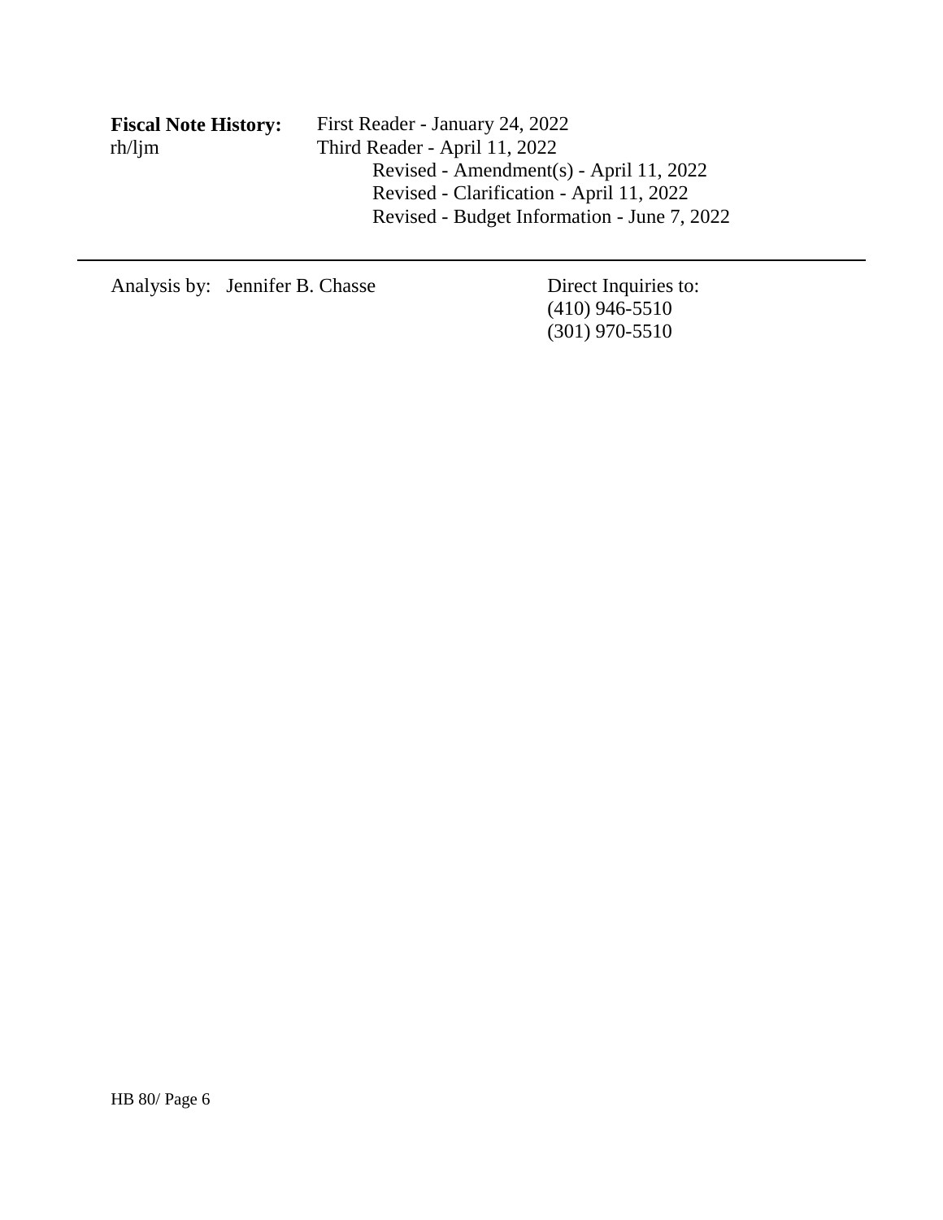**Fiscal Note History:** First Reader - January 24, 2022
rh/ljm Third Reader - April 11, 2022
Revised - Amendment(s) - April 11, 2022
Revised - Clarification - April 11, 2022
Revised - Budget Information - June 7, 2022

---

Analysis by: Jennifer B. Chasse

Direct Inquiries to:
(410) 946-5510
(301) 970-5510